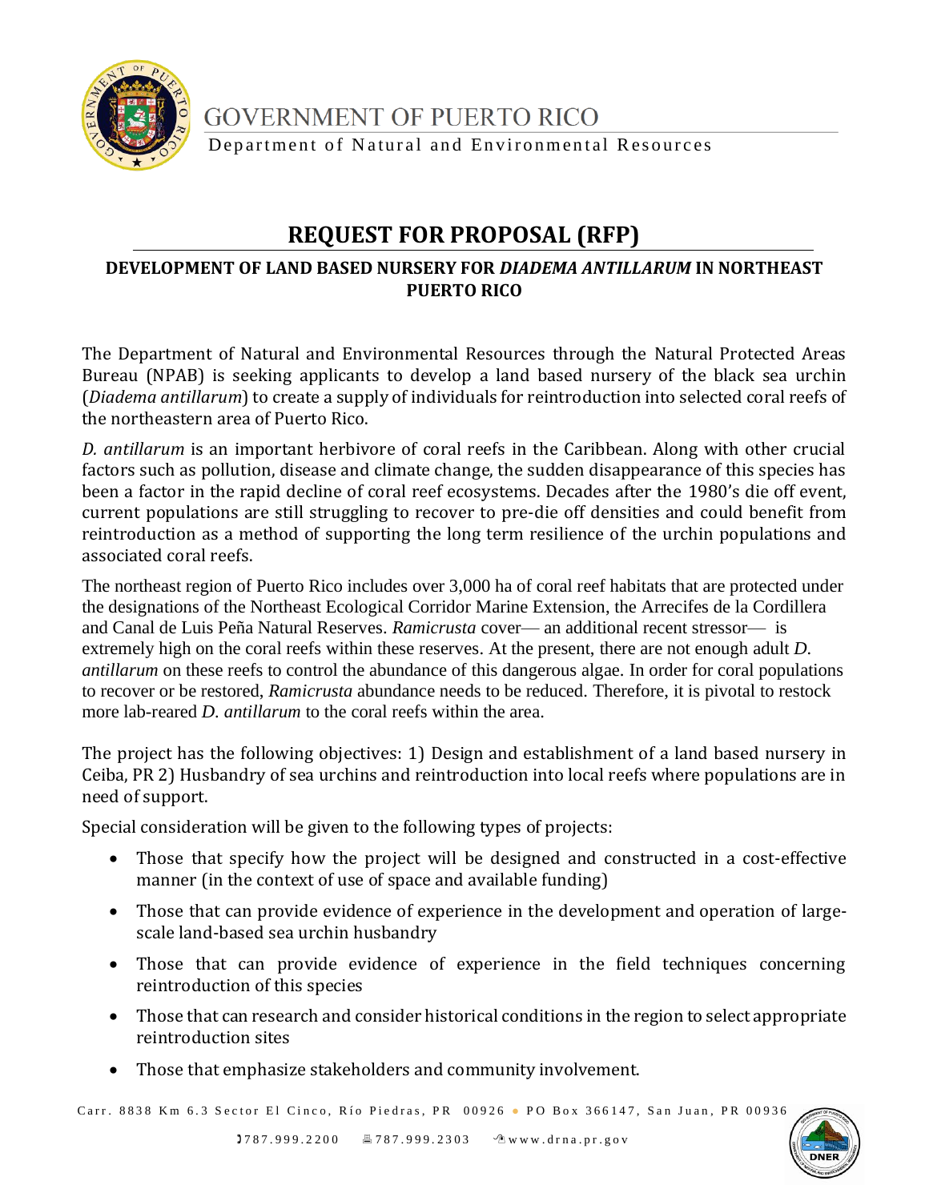GOVERNMENT OF PUERTO RICO

Department of Natural and Environmental Resources

# REQUEST FOR PROPOSAL (RFP)

## DEVELOPMENT OF LAND BASED NURSERY FOR *DIADEMA ANTILLARUM* IN NORTHEAST PUERTO RICO

The Department of Natural and Environmental Resources through the Natural Protected Areas Bureau (NPAB) is seeking applicants to develop a land based nursery of the black sea urchin (*Diadema antillarum*) to create a supply of individuals for reintroduction into selected coral reefs of the northeastern area of Puerto Rico.

*D. antillarum* is an important herbivore of coral reefs in the Caribbean. Along with other crucial factors such as pollution, disease and climate change, the sudden disappearance of this species has been a factor in the rapid decline of coral reef ecosystems. Decades after the 1980's die off event, current populations are still struggling to recover to pre-die off densities and could benefit from reintroduction as a method of supporting the long term resilience of the urchin populations and associated coral reefs.

The northeast region of Puerto Rico includes over 3,000 ha of coral reef habitats that are protected under the designations of the Northeast Ecological Corridor Marine Extension, the Arrecifes de la Cordillera and Canal de Luis Peña Natural Reserves. *Ramicrusta* cover— an additional recent stressor— is extremely high on the coral reefs within these reserves. At the present, there are not enough adult *D. antillarum* on these reefs to control the abundance of this dangerous algae. In order for coral populations to recover or be restored, *Ramicrusta* abundance needs to be reduced. Therefore, it is pivotal to restock more lab-reared *D. antillarum* to the coral reefs within the area.

The project has the following objectives: 1) Design and establishment of a land based nursery in Ceiba, PR 2) Husbandry of sea urchins and reintroduction into local reefs where populations are in need of support.

Special consideration will be given to the following types of projects:

- Those that specify how the project will be designed and constructed in a cost-effective manner (in the context of use of space and available funding)
- Those that can provide evidence of experience in the development and operation of large-scale land-based sea urchin husbandry
- Those that can provide evidence of experience in the field techniques concerning reintroduction of this species
- Those that can research and consider historical conditions in the region to select appropriate reintroduction sites
- Those that emphasize stakeholders and community involvement.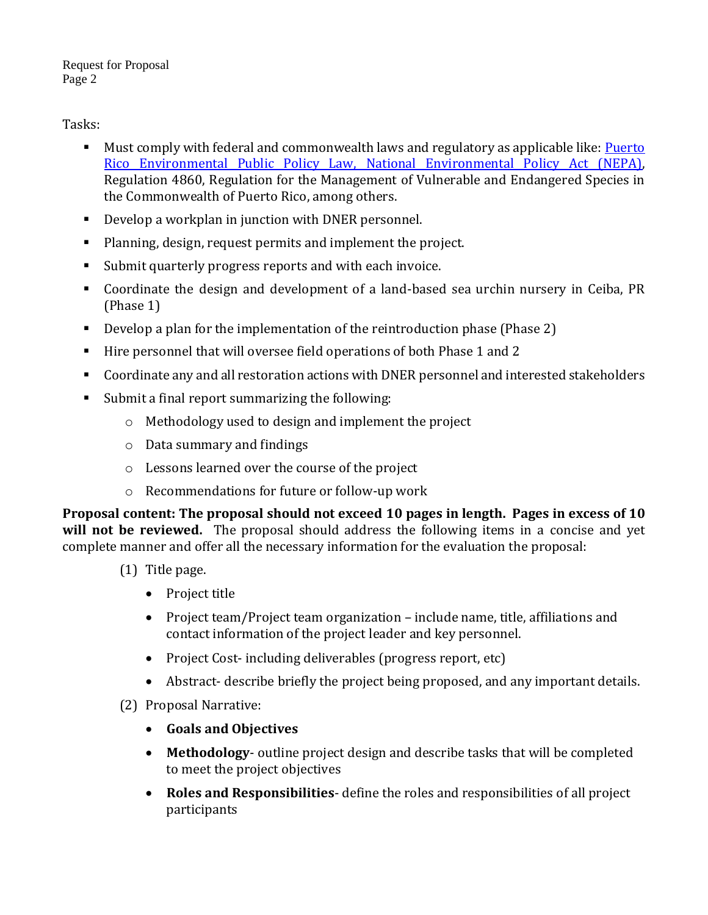Tasks:

- Must comply with federal and commonwealth laws and regulatory as applicable like: Puerto Rico Environmental Public Policy Law, National Environmental Policy Act (NEPA), Regulation 4860, Regulation for the Management of Vulnerable and Endangered Species in the Commonwealth of Puerto Rico, among others.
- Develop a workplan in junction with DNER personnel.
- Planning, design, request permits and implement the project.
- Submit quarterly progress reports and with each invoice.
- Coordinate the design and development of a land-based sea urchin nursery in Ceiba, PR (Phase 1)
- Develop a plan for the implementation of the reintroduction phase (Phase 2)
- Hire personnel that will oversee field operations of both Phase 1 and 2
- Coordinate any and all restoration actions with DNER personnel and interested stakeholders
- Submit a final report summarizing the following:
  - Methodology used to design and implement the project
  - Data summary and findings
  - Lessons learned over the course of the project
  - Recommendations for future or follow-up work

**Proposal content: The proposal should not exceed 10 pages in length. Pages in excess of 10 will not be reviewed.** The proposal should address the following items in a concise and yet complete manner and offer all the necessary information for the evaluation the proposal:

(1) Title page.
   - Project title
   - Project team/Project team organization – include name, title, affiliations and contact information of the project leader and key personnel.
   - Project Cost- including deliverables (progress report, etc)
   - Abstract- describe briefly the project being proposed, and any important details.

(2) Proposal Narrative:
   - **Goals and Objectives**
   - **Methodology**- outline project design and describe tasks that will be completed to meet the project objectives
   - **Roles and Responsibilities**- define the roles and responsibilities of all project participants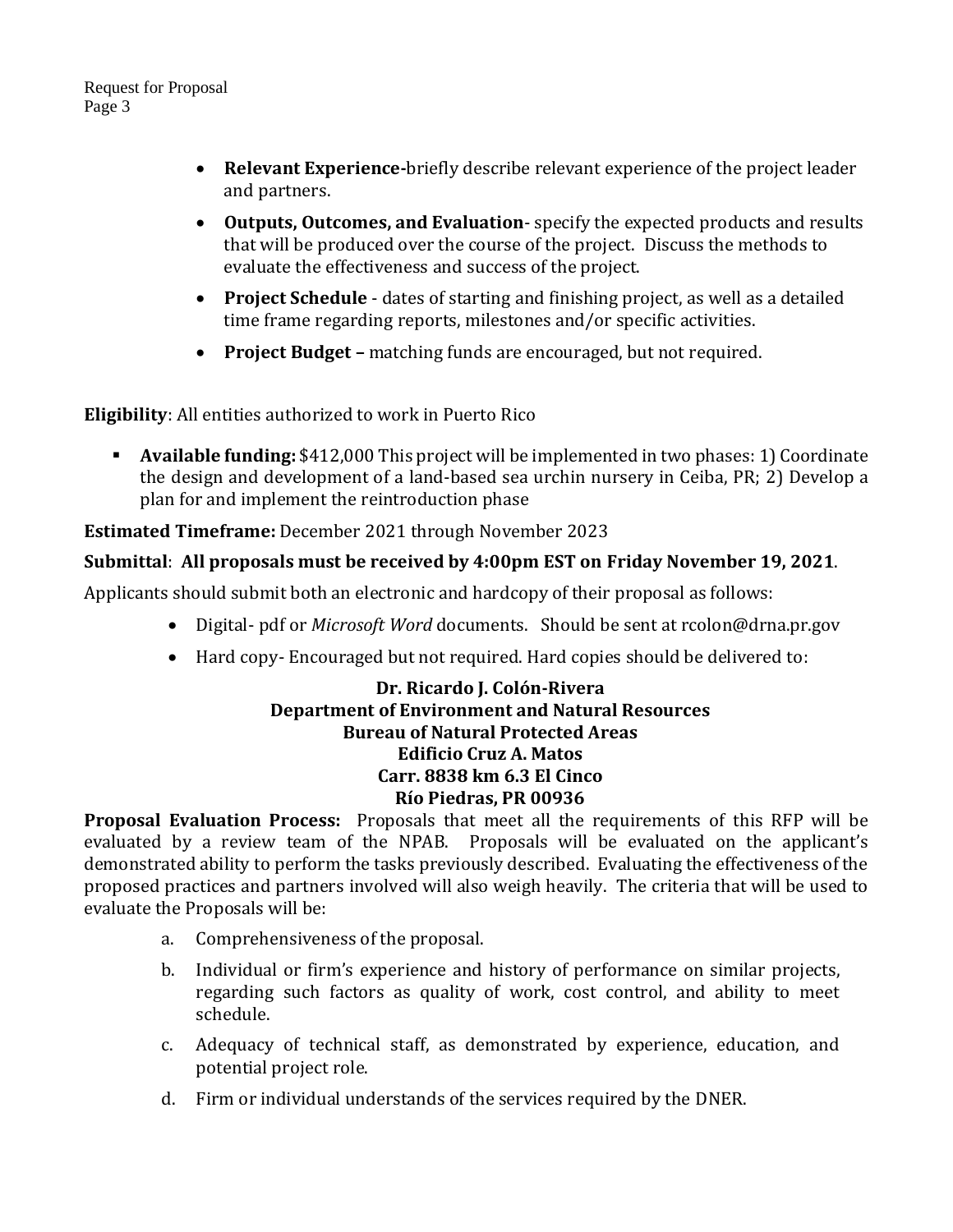- **Relevant Experience-**briefly describe relevant experience of the project leader and partners.
- **Outputs, Outcomes, and Evaluation**- specify the expected products and results that will be produced over the course of the project. Discuss the methods to evaluate the effectiveness and success of the project.
- **Project Schedule** - dates of starting and finishing project, as well as a detailed time frame regarding reports, milestones and/or specific activities.
- **Project Budget –** matching funds are encouraged, but not required.

**Eligibility**: All entities authorized to work in Puerto Rico

- **Available funding:** $412,000 This project will be implemented in two phases: 1) Coordinate the design and development of a land-based sea urchin nursery in Ceiba, PR; 2) Develop a plan for and implement the reintroduction phase

**Estimated Timeframe:** December 2021 through November 2023

**Submittal**: **All proposals must be received by 4:00pm EST on Friday November 19, 2021**.

Applicants should submit both an electronic and hardcopy of their proposal as follows:

- Digital- pdf or *Microsoft Word* documents. Should be sent at rcolon@drna.pr.gov
- Hard copy- Encouraged but not required. Hard copies should be delivered to:

**Dr. Ricardo J. Colón-Rivera**
**Department of Environment and Natural Resources**
**Bureau of Natural Protected Areas**
**Edificio Cruz A. Matos**
**Carr. 8838 km 6.3 El Cinco**
**Río Piedras, PR 00936**

**Proposal Evaluation Process:** Proposals that meet all the requirements of this RFP will be evaluated by a review team of the NPAB. Proposals will be evaluated on the applicant's demonstrated ability to perform the tasks previously described. Evaluating the effectiveness of the proposed practices and partners involved will also weigh heavily. The criteria that will be used to evaluate the Proposals will be:

a. Comprehensiveness of the proposal.

b. Individual or firm's experience and history of performance on similar projects, regarding such factors as quality of work, cost control, and ability to meet schedule.

c. Adequacy of technical staff, as demonstrated by experience, education, and potential project role.

d. Firm or individual understands of the services required by the DNER.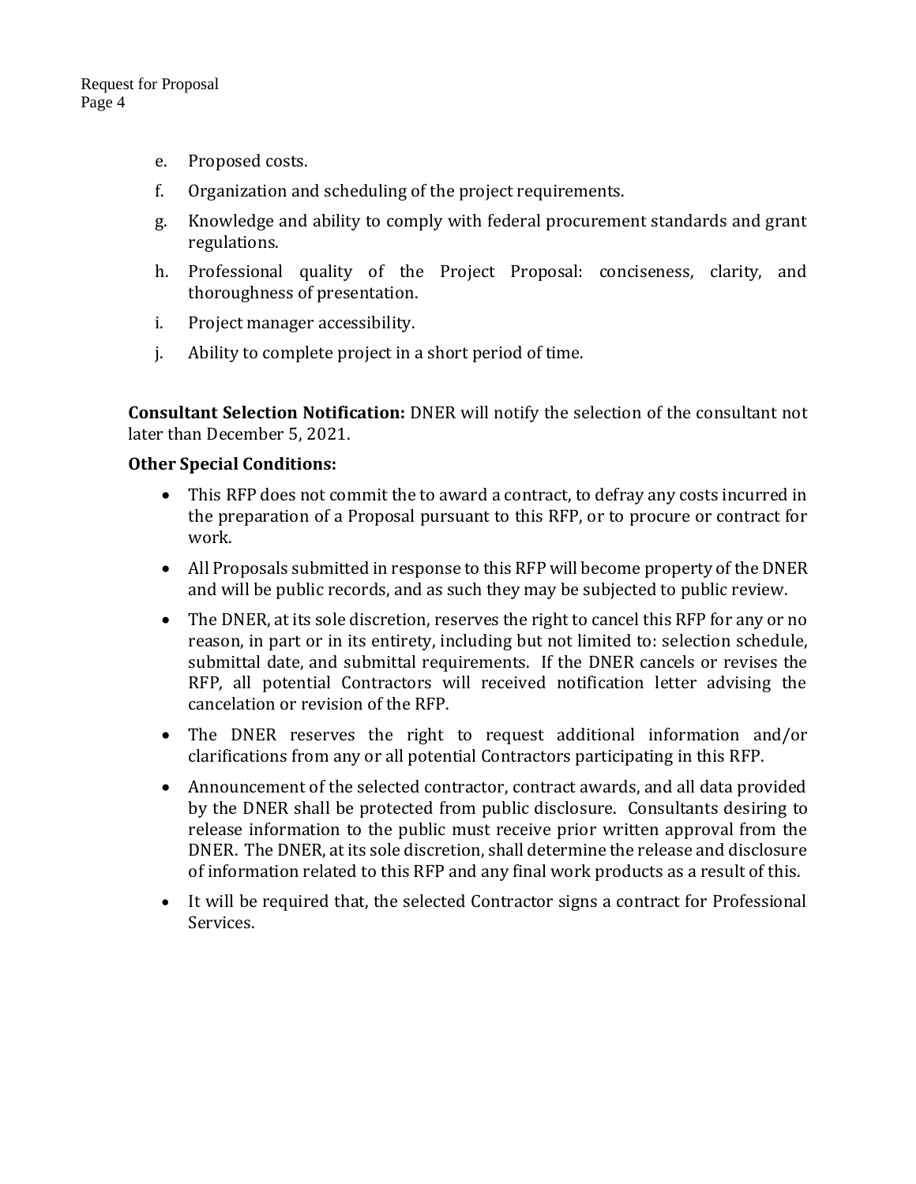e. Proposed costs.

f. Organization and scheduling of the project requirements.

g. Knowledge and ability to comply with federal procurement standards and grant regulations.

h. Professional quality of the Project Proposal: conciseness, clarity, and thoroughness of presentation.

i. Project manager accessibility.

j. Ability to complete project in a short period of time.

**Consultant Selection Notification:** DNER will notify the selection of the consultant not later than December 5, 2021.

**Other Special Conditions:**

- This RFP does not commit the to award a contract, to defray any costs incurred in the preparation of a Proposal pursuant to this RFP, or to procure or contract for work.
- All Proposals submitted in response to this RFP will become property of the DNER and will be public records, and as such they may be subjected to public review.
- The DNER, at its sole discretion, reserves the right to cancel this RFP for any or no reason, in part or in its entirety, including but not limited to: selection schedule, submittal date, and submittal requirements. If the DNER cancels or revises the RFP, all potential Contractors will received notification letter advising the cancelation or revision of the RFP.
- The DNER reserves the right to request additional information and/or clarifications from any or all potential Contractors participating in this RFP.
- Announcement of the selected contractor, contract awards, and all data provided by the DNER shall be protected from public disclosure. Consultants desiring to release information to the public must receive prior written approval from the DNER. The DNER, at its sole discretion, shall determine the release and disclosure of information related to this RFP and any final work products as a result of this.
- It will be required that, the selected Contractor signs a contract for Professional Services.